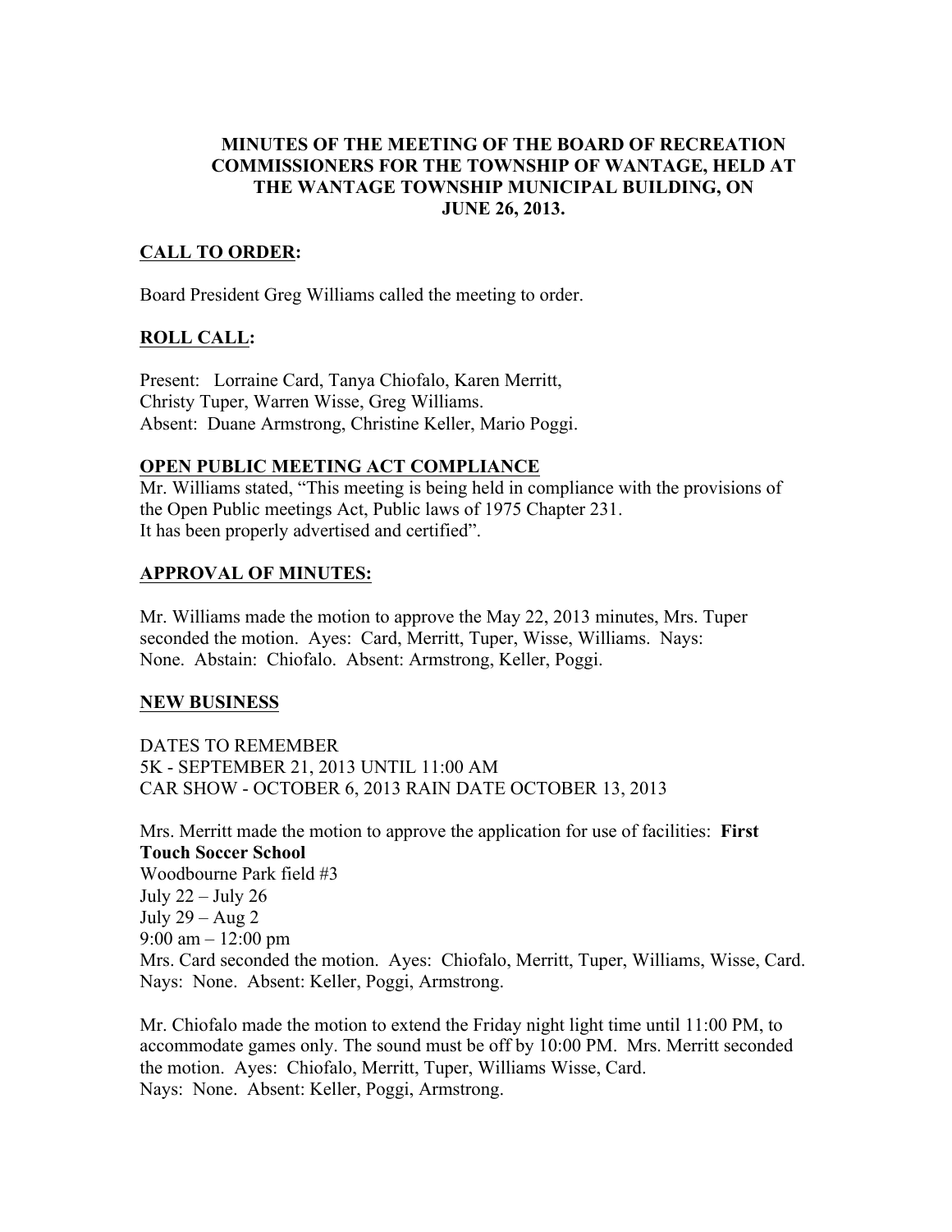# MINUTES OF THE MEETING OF THE BOARD OF RECREATION COMMISSIONERS FOR THE TOWNSHIP OF WANTAGE, HELD AT THE WANTAGE TOWNSHIP MUNICIPAL BUILDING, ON JUNE 26, 2013.

## CALL TO ORDER:

Board President Greg Williams called the meeting to order.

## ROLL CALL:

Present: Lorraine Card, Tanya Chiofalo, Karen Merritt,
Christy Tuper, Warren Wisse, Greg Williams.
Absent: Duane Armstrong, Christine Keller, Mario Poggi.

## OPEN PUBLIC MEETING ACT COMPLIANCE

Mr. Williams stated, "This meeting is being held in compliance with the provisions of the Open Public meetings Act, Public laws of 1975 Chapter 231.
It has been properly advertised and certified".

## APPROVAL OF MINUTES:

Mr. Williams made the motion to approve the May 22, 2013 minutes, Mrs. Tuper seconded the motion. Ayes: Card, Merritt, Tuper, Wisse, Williams. Nays: None. Abstain: Chiofalo. Absent: Armstrong, Keller, Poggi.

## NEW BUSINESS

DATES TO REMEMBER
5K - SEPTEMBER 21, 2013 UNTIL 11:00 AM
CAR SHOW - OCTOBER 6, 2013 RAIN DATE OCTOBER 13, 2013

Mrs. Merritt made the motion to approve the application for use of facilities: **First Touch Soccer School**
Woodbourne Park field #3
July 22 – July 26
July 29 – Aug 2
9:00 am – 12:00 pm
Mrs. Card seconded the motion. Ayes: Chiofalo, Merritt, Tuper, Williams, Wisse, Card. Nays: None. Absent: Keller, Poggi, Armstrong.

Mr. Chiofalo made the motion to extend the Friday night light time until 11:00 PM, to accommodate games only. The sound must be off by 10:00 PM. Mrs. Merritt seconded the motion. Ayes: Chiofalo, Merritt, Tuper, Williams Wisse, Card.
Nays: None. Absent: Keller, Poggi, Armstrong.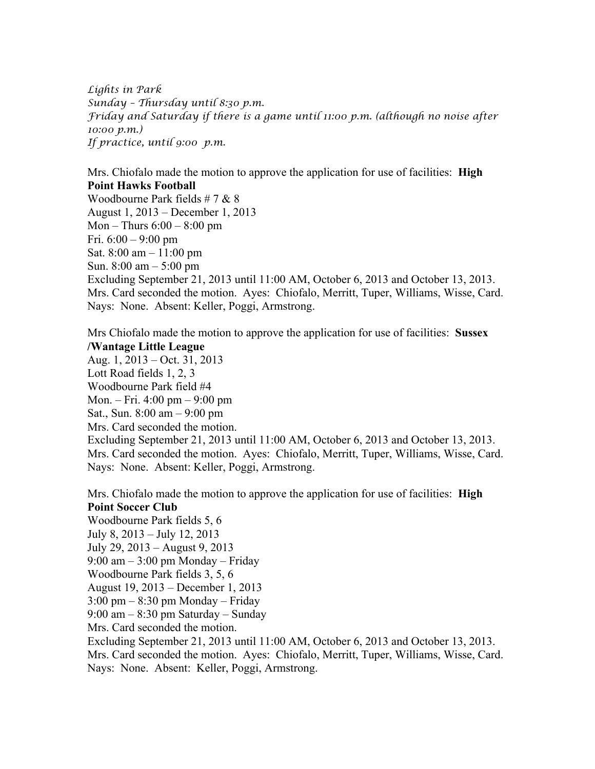*Lights in Park*
*Sunday – Thursday until 8:30 p.m.*
*Friday and Saturday if there is a game until 11:00 p.m. (although no noise after 10:00 p.m.)*
*If practice, until 9:00 p.m.*

Mrs. Chiofalo made the motion to approve the application for use of facilities: **High Point Hawks Football**
Woodbourne Park fields # 7 & 8
August 1, 2013 – December 1, 2013
Mon – Thurs 6:00 – 8:00 pm
Fri. 6:00 – 9:00 pm
Sat. 8:00 am – 11:00 pm
Sun. 8:00 am – 5:00 pm
Excluding September 21, 2013 until 11:00 AM, October 6, 2013 and October 13, 2013.
Mrs. Card seconded the motion. Ayes: Chiofalo, Merritt, Tuper, Williams, Wisse, Card. Nays: None. Absent: Keller, Poggi, Armstrong.

Mrs Chiofalo made the motion to approve the application for use of facilities: **Sussex /Wantage Little League**
Aug. 1, 2013 – Oct. 31, 2013
Lott Road fields 1, 2, 3
Woodbourne Park field #4
Mon. – Fri. 4:00 pm – 9:00 pm
Sat., Sun. 8:00 am – 9:00 pm
Mrs. Card seconded the motion.
Excluding September 21, 2013 until 11:00 AM, October 6, 2013 and October 13, 2013.
Mrs. Card seconded the motion. Ayes: Chiofalo, Merritt, Tuper, Williams, Wisse, Card. Nays: None. Absent: Keller, Poggi, Armstrong.

Mrs. Chiofalo made the motion to approve the application for use of facilities: **High Point Soccer Club**
Woodbourne Park fields 5, 6
July 8, 2013 – July 12, 2013
July 29, 2013 – August 9, 2013
9:00 am – 3:00 pm Monday – Friday
Woodbourne Park fields 3, 5, 6
August 19, 2013 – December 1, 2013
3:00 pm – 8:30 pm Monday – Friday
9:00 am – 8:30 pm Saturday – Sunday
Mrs. Card seconded the motion.
Excluding September 21, 2013 until 11:00 AM, October 6, 2013 and October 13, 2013.
Mrs. Card seconded the motion. Ayes: Chiofalo, Merritt, Tuper, Williams, Wisse, Card. Nays: None. Absent: Keller, Poggi, Armstrong.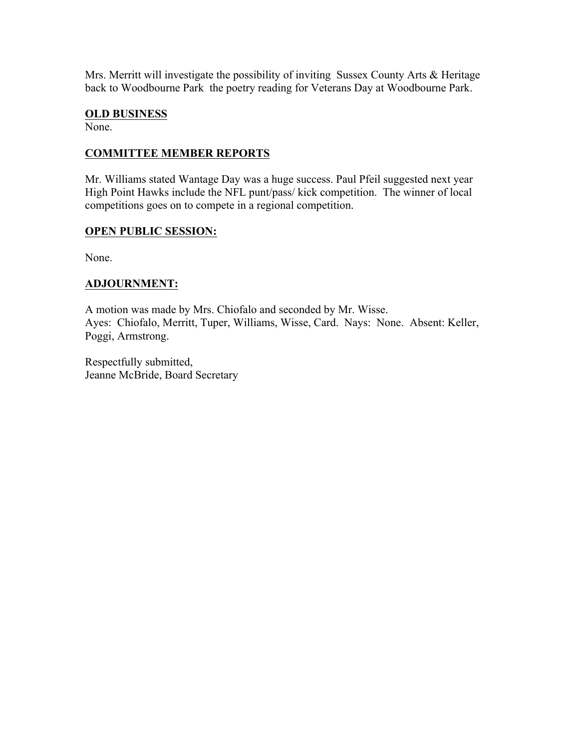Mrs. Merritt will investigate the possibility of inviting Sussex County Arts & Heritage back to Woodbourne Park the poetry reading for Veterans Day at Woodbourne Park.

**OLD BUSINESS**

None.

**COMMITTEE MEMBER REPORTS**

Mr. Williams stated Wantage Day was a huge success. Paul Pfeil suggested next year High Point Hawks include the NFL punt/pass/ kick competition. The winner of local competitions goes on to compete in a regional competition.

**OPEN PUBLIC SESSION:**

None.

**ADJOURNMENT:**

A motion was made by Mrs. Chiofalo and seconded by Mr. Wisse.
Ayes: Chiofalo, Merritt, Tuper, Williams, Wisse, Card. Nays: None. Absent: Keller, Poggi, Armstrong.

Respectfully submitted,
Jeanne McBride, Board Secretary